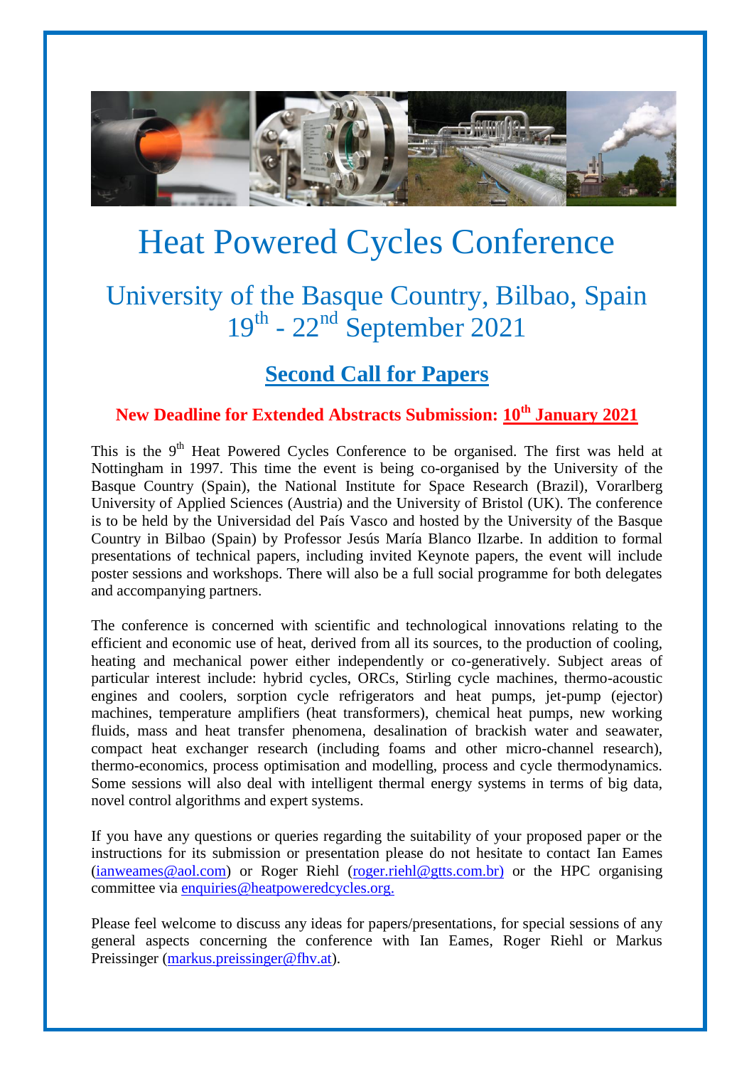# Heat Powered Cycles Conference

## University of the Basque Country, Bilbao, Spain
## 19th - 22nd September 2021

## Second Call for Papers

### New Deadline for Extended Abstracts Submission: 10th January 2021

This is the 9th Heat Powered Cycles Conference to be organised. The first was held at Nottingham in 1997. This time the event is being co-organised by the University of the Basque Country (Spain), the National Institute for Space Research (Brazil), Vorarlberg University of Applied Sciences (Austria) and the University of Bristol (UK). The conference is to be held by the Universidad del País Vasco and hosted by the University of the Basque Country in Bilbao (Spain) by Professor Jesús María Blanco Ilzarbe. In addition to formal presentations of technical papers, including invited Keynote papers, the event will include poster sessions and workshops. There will also be a full social programme for both delegates and accompanying partners.

The conference is concerned with scientific and technological innovations relating to the efficient and economic use of heat, derived from all its sources, to the production of cooling, heating and mechanical power either independently or co-generatively. Subject areas of particular interest include: hybrid cycles, ORCs, Stirling cycle machines, thermo-acoustic engines and coolers, sorption cycle refrigerators and heat pumps, jet-pump (ejector) machines, temperature amplifiers (heat transformers), chemical heat pumps, new working fluids, mass and heat transfer phenomena, desalination of brackish water and seawater, compact heat exchanger research (including foams and other micro-channel research), thermo-economics, process optimisation and modelling, process and cycle thermodynamics. Some sessions will also deal with intelligent thermal energy systems in terms of big data, novel control algorithms and expert systems.

If you have any questions or queries regarding the suitability of your proposed paper or the instructions for its submission or presentation please do not hesitate to contact Ian Eames (ianweames@aol.com) or Roger Riehl (roger.riehl@gtts.com.br) or the HPC organising committee via enquiries@heatpoweredcycles.org.

Please feel welcome to discuss any ideas for papers/presentations, for special sessions of any general aspects concerning the conference with Ian Eames, Roger Riehl or Markus Preissinger (markus.preissinger@fhv.at).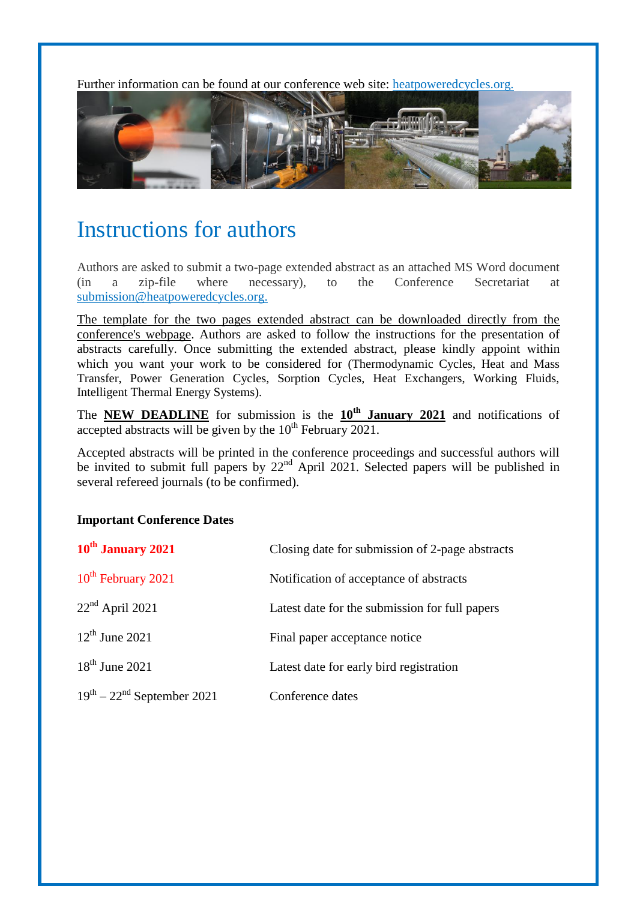Further information can be found at our conference web site: heatpoweredcycles.org.

# Instructions for authors

Authors are asked to submit a two-page extended abstract as an attached MS Word document (in a zip-file where necessary), to the Conference Secretariat at submission@heatpoweredcycles.org.

The template for the two pages extended abstract can be downloaded directly from the conference's webpage. Authors are asked to follow the instructions for the presentation of abstracts carefully. Once submitting the extended abstract, please kindly appoint within which you want your work to be considered for (Thermodynamic Cycles, Heat and Mass Transfer, Power Generation Cycles, Sorption Cycles, Heat Exchangers, Working Fluids, Intelligent Thermal Energy Systems).

The **NEW DEADLINE** for submission is the **10th January 2021** and notifications of accepted abstracts will be given by the 10th February 2021.

Accepted abstracts will be printed in the conference proceedings and successful authors will be invited to submit full papers by 22nd April 2021. Selected papers will be published in several refereed journals (to be confirmed).

**Important Conference Dates**

| | |
|---|---|
| **10th January 2021** | Closing date for submission of 2-page abstracts |
| 10th February 2021 | Notification of acceptance of abstracts |
| 22nd April 2021 | Latest date for the submission for full papers |
| 12th June 2021 | Final paper acceptance notice |
| 18th June 2021 | Latest date for early bird registration |
| 19th – 22nd September 2021 | Conference dates |